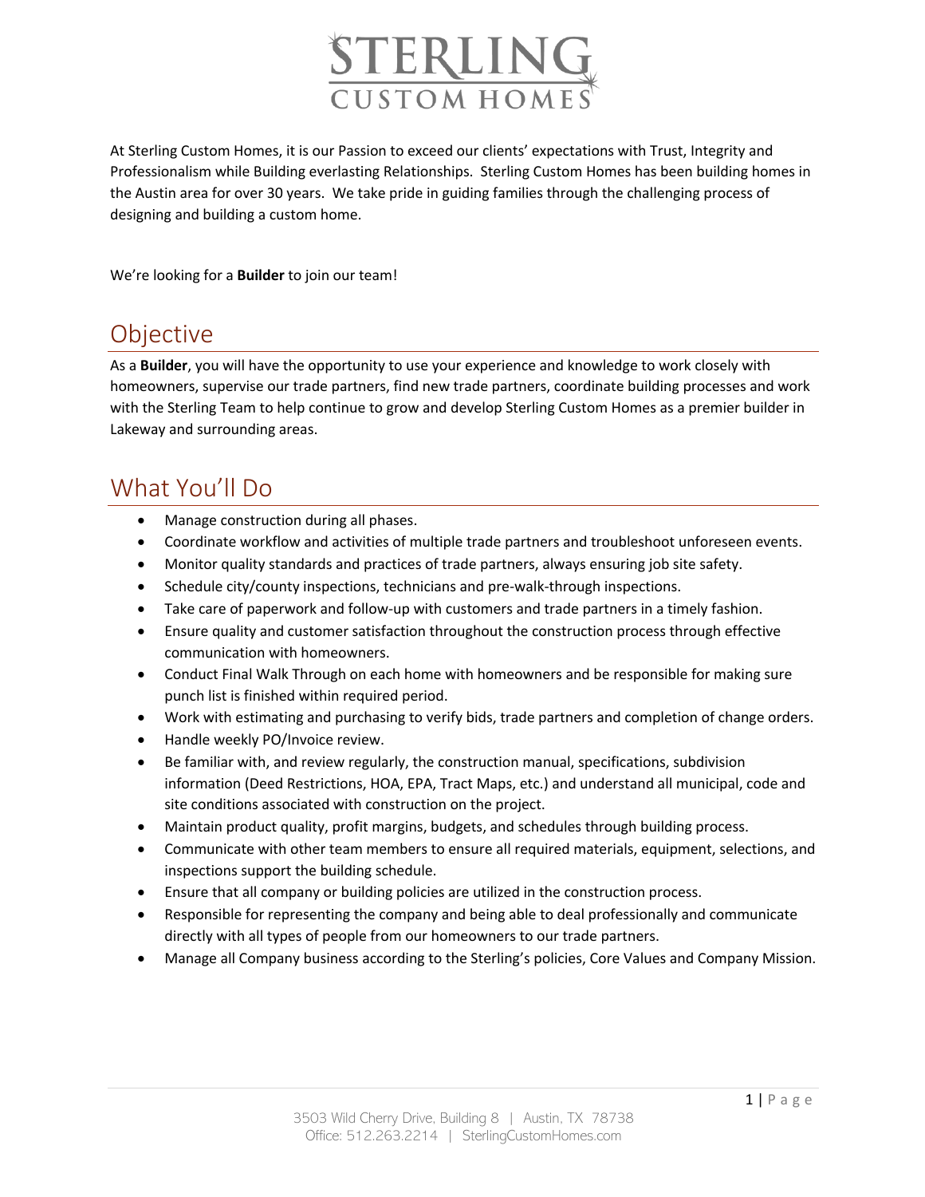# STERLING CUSTOM HOMES

At Sterling Custom Homes, it is our Passion to exceed our clients' expectations with Trust, Integrity and Professionalism while Building everlasting Relationships. Sterling Custom Homes has been building homes in the Austin area for over 30 years. We take pride in guiding families through the challenging process of designing and building a custom home.

We're looking for a **Builder** to join our team!

## Objective

As a **Builder**, you will have the opportunity to use your experience and knowledge to work closely with homeowners, supervise our trade partners, find new trade partners, coordinate building processes and work with the Sterling Team to help continue to grow and develop Sterling Custom Homes as a premier builder in Lakeway and surrounding areas.

## What You'll Do

- Manage construction during all phases.
- Coordinate workflow and activities of multiple trade partners and troubleshoot unforeseen events.
- Monitor quality standards and practices of trade partners, always ensuring job site safety.
- Schedule city/county inspections, technicians and pre-walk-through inspections.
- Take care of paperwork and follow-up with customers and trade partners in a timely fashion.
- Ensure quality and customer satisfaction throughout the construction process through effective communication with homeowners.
- Conduct Final Walk Through on each home with homeowners and be responsible for making sure punch list is finished within required period.
- Work with estimating and purchasing to verify bids, trade partners and completion of change orders.
- Handle weekly PO/Invoice review.
- Be familiar with, and review regularly, the construction manual, specifications, subdivision information (Deed Restrictions, HOA, EPA, Tract Maps, etc.) and understand all municipal, code and site conditions associated with construction on the project.
- Maintain product quality, profit margins, budgets, and schedules through building process.
- Communicate with other team members to ensure all required materials, equipment, selections, and inspections support the building schedule.
- Ensure that all company or building policies are utilized in the construction process.
- Responsible for representing the company and being able to deal professionally and communicate directly with all types of people from our homeowners to our trade partners.
- Manage all Company business according to the Sterling's policies, Core Values and Company Mission.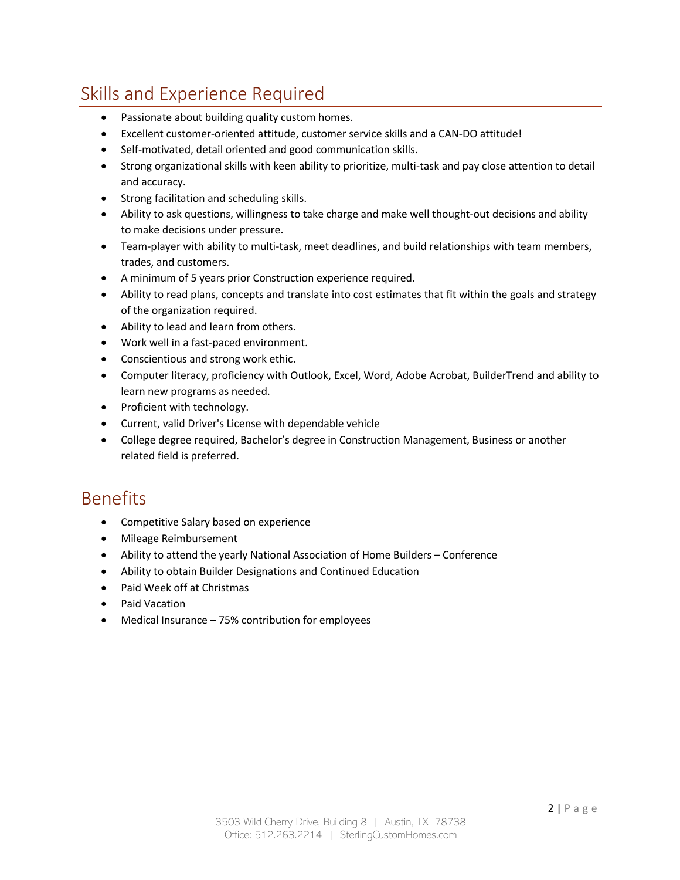## Skills and Experience Required

- Passionate about building quality custom homes.
- Excellent customer-oriented attitude, customer service skills and a CAN-DO attitude!
- Self-motivated, detail oriented and good communication skills.
- Strong organizational skills with keen ability to prioritize, multi-task and pay close attention to detail and accuracy.
- Strong facilitation and scheduling skills.
- Ability to ask questions, willingness to take charge and make well thought-out decisions and ability to make decisions under pressure.
- Team-player with ability to multi-task, meet deadlines, and build relationships with team members, trades, and customers.
- A minimum of 5 years prior Construction experience required.
- Ability to read plans, concepts and translate into cost estimates that fit within the goals and strategy of the organization required.
- Ability to lead and learn from others.
- Work well in a fast-paced environment.
- Conscientious and strong work ethic.
- Computer literacy, proficiency with Outlook, Excel, Word, Adobe Acrobat, BuilderTrend and ability to learn new programs as needed.
- Proficient with technology.
- Current, valid Driver's License with dependable vehicle
- College degree required, Bachelor's degree in Construction Management, Business or another related field is preferred.

## Benefits

- Competitive Salary based on experience
- Mileage Reimbursement
- Ability to attend the yearly National Association of Home Builders – Conference
- Ability to obtain Builder Designations and Continued Education
- Paid Week off at Christmas
- Paid Vacation
- Medical Insurance – 75% contribution for employees